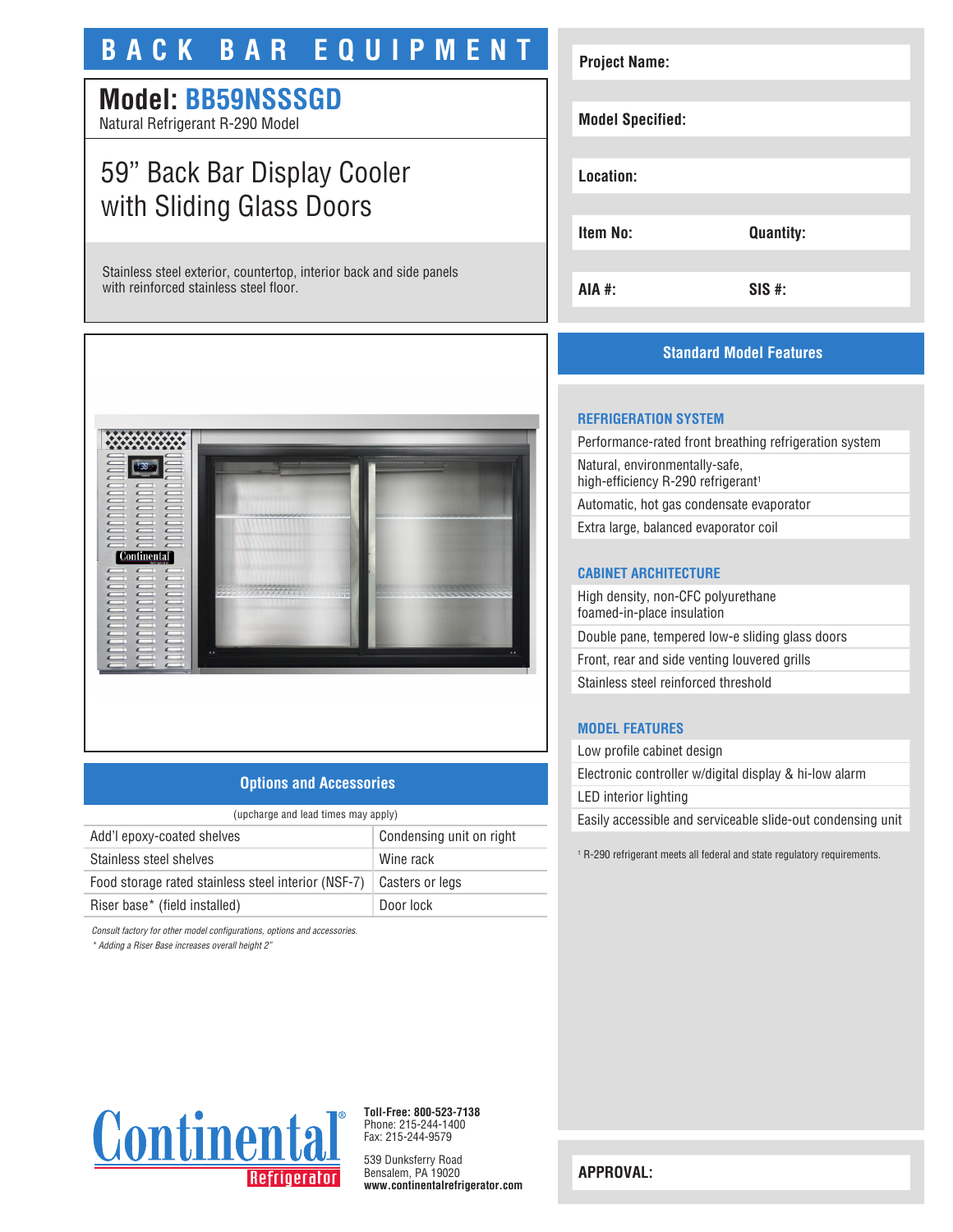# BACK BAR EQUIPMENT

## Model: BB59NSSSGD

Natural Refrigerant R-290 Model

## 59” Back Bar Display Cooler with Sliding Glass Doors

Stainless steel exterior, countertop, interior back and side panels with reinforced stainless steel floor.

| | |
|---|---|
| **Project Name:** | |
| **Model Specified:** | |
| **Location:** | |
| **Item No:** | **Quantity:** |
| **AIA #:** | **SIS #:** |

## Options and Accessories

(upcharge and lead times may apply)

| | |
|---|---|
| Add'l epoxy-coated shelves | Condensing unit on right |
| Stainless steel shelves | Wine rack |
| Food storage rated stainless steel interior (NSF-7) | Casters or legs |
| Riser base* (field installed) | Door lock |

*Consult factory for other model configurations, options and accessories.*

*\* Adding a Riser Base increases overall height 2”*

## Standard Model Features

### REFRIGERATION SYSTEM

- Performance-rated front breathing refrigeration system
- Natural, environmentally-safe, high-efficiency R-290 refrigerant[1]
- Automatic, hot gas condensate evaporator
- Extra large, balanced evaporator coil

### CABINET ARCHITECTURE

- High density, non-CFC polyurethane foamed-in-place insulation
- Double pane, tempered low-e sliding glass doors
- Front, rear and side venting louvered grills
- Stainless steel reinforced threshold

### MODEL FEATURES

- Low profile cabinet design
- Electronic controller w/digital display & hi-low alarm
- LED interior lighting
- Easily accessible and serviceable slide-out condensing unit

[1] R-290 refrigerant meets all federal and state regulatory requirements.

Continental Refrigerator

**Toll-Free: 800-523-7138**
Phone: 215-244-1400
Fax: 215-244-9579

539 Dunksferry Road
Bensalem, PA 19020
**www.continentalrefrigerator.com**

**APPROVAL:**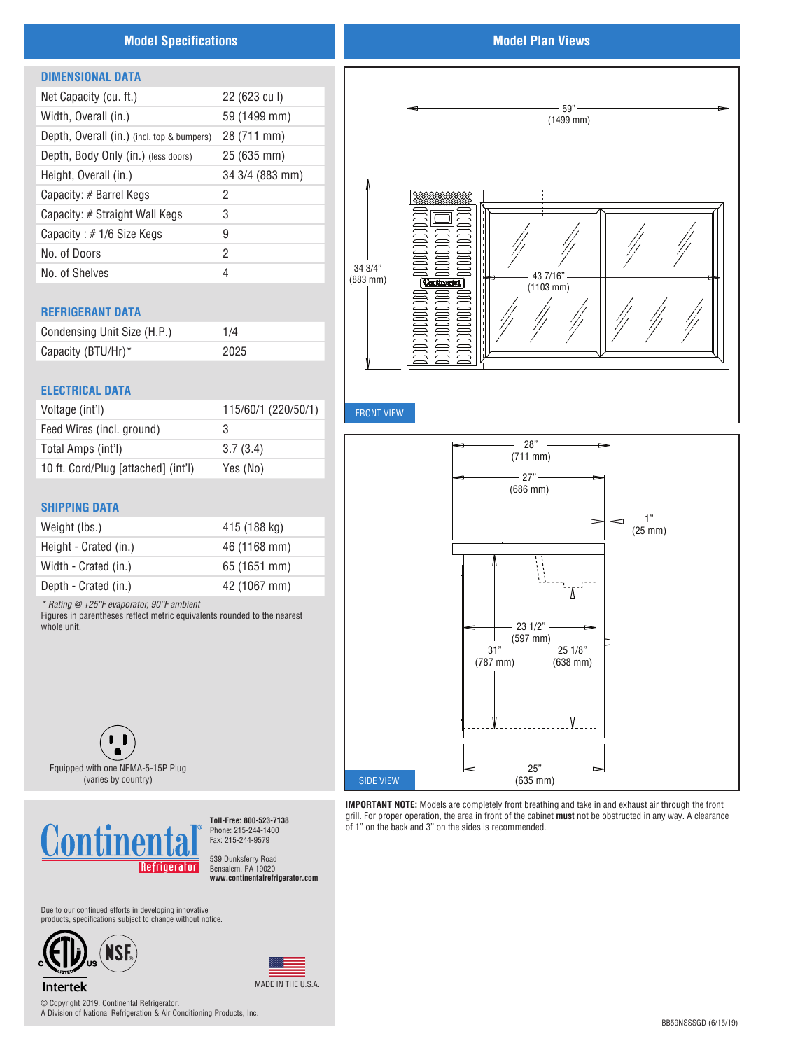## Model Specifications

### DIMENSIONAL DATA

| | |
|---|---|
| Net Capacity (cu. ft.) | 22 (623 cu l) |
| Width, Overall (in.) | 59 (1499 mm) |
| Depth, Overall (in.) (incl. top & bumpers) | 28 (711 mm) |
| Depth, Body Only (in.) (less doors) | 25 (635 mm) |
| Height, Overall (in.) | 34 3/4 (883 mm) |
| Capacity: # Barrel Kegs | 2 |
| Capacity: # Straight Wall Kegs | 3 |
| Capacity : # 1/6 Size Kegs | 9 |
| No. of Doors | 2 |
| No. of Shelves | 4 |

### REFRIGERANT DATA

| | |
|---|---|
| Condensing Unit Size (H.P.) | 1/4 |
| Capacity (BTU/Hr)* | 2025 |

### ELECTRICAL DATA

| | |
|---|---|
| Voltage (int'l) | 115/60/1 (220/50/1) |
| Feed Wires (incl. ground) | 3 |
| Total Amps (int'l) | 3.7 (3.4) |
| 10 ft. Cord/Plug [attached] (int'l) | Yes (No) |

### SHIPPING DATA

| | |
|---|---|
| Weight (lbs.) | 415 (188 kg) |
| Height - Crated (in.) | 46 (1168 mm) |
| Width - Crated (in.) | 65 (1651 mm) |
| Depth - Crated (in.) | 42 (1067 mm) |

*\* Rating @ +25°F evaporator, 90°F ambient*

Figures in parentheses reflect metric equivalents rounded to the nearest whole unit.

Equipped with one NEMA-5-15P Plug (varies by country)

## Model Plan Views

FRONT VIEW

59" (1499 mm)

34 3/4" (883 mm)

43 7/16" (1103 mm)

SIDE VIEW

28" (711 mm)

27" (686 mm)

1" (25 mm)

23 1/2" (597 mm)

31" (787 mm)

25 1/8" (638 mm)

25" (635 mm)

**IMPORTANT NOTE:** Models are completely front breathing and take in and exhaust air through the front grill. For proper operation, the area in front of the cabinet **must** not be obstructed in any way. A clearance of 1" on the back and 3" on the sides is recommended.

Continental Refrigerator

**Toll-Free: 800-523-7138**
Phone: 215-244-1400
Fax: 215-244-9579

539 Dunksferry Road
Bensalem, PA 19020
**www.continentalrefrigerator.com**

Due to our continued efforts in developing innovative products, specifications subject to change without notice.

Intertek

MADE IN THE U.S.A.

© Copyright 2019. Continental Refrigerator.
A Division of National Refrigeration & Air Conditioning Products, Inc.

BB59NSSSGD (6/15/19)